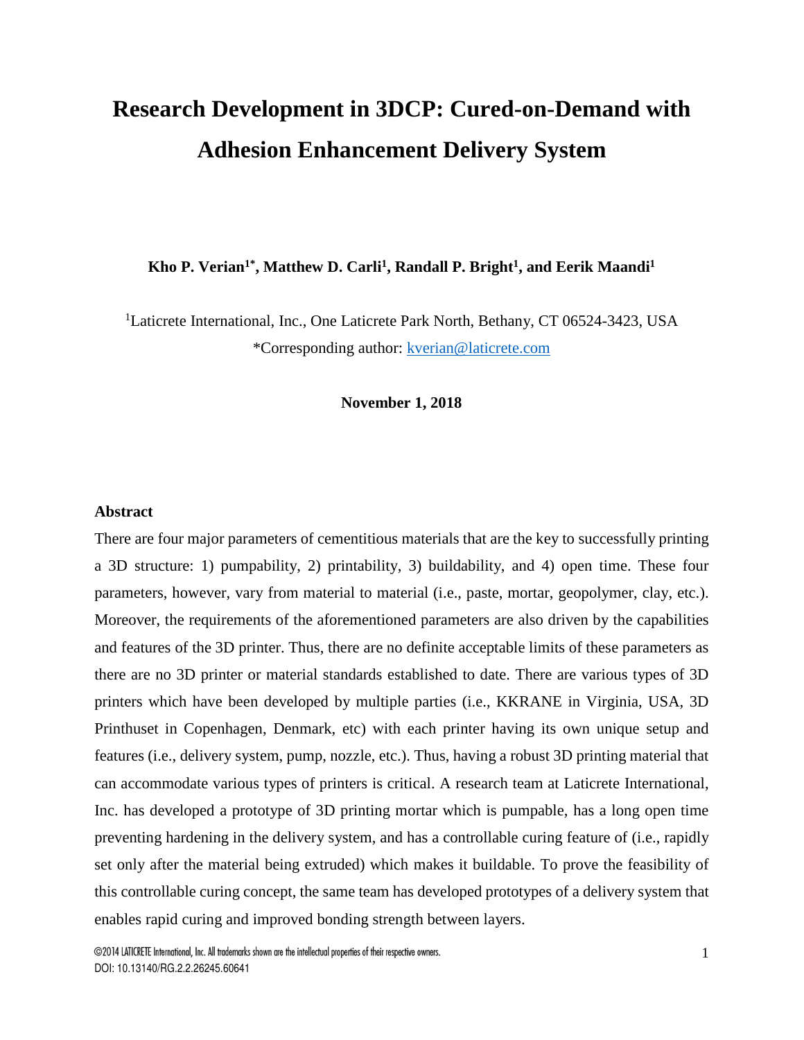# Research Development in 3DCP: Cured-on-Demand with Adhesion Enhancement Delivery System

**Kho P. Verian[1*], Matthew D. Carli[1], Randall P. Bright[1], and Eerik Maandi[1]**

[1]Laticrete International, Inc., One Laticrete Park North, Bethany, CT 06524-3423, USA
*Corresponding author: kverian@laticrete.com

**November 1, 2018**

## Abstract

There are four major parameters of cementitious materials that are the key to successfully printing a 3D structure: 1) pumpability, 2) printability, 3) buildability, and 4) open time. These four parameters, however, vary from material to material (i.e., paste, mortar, geopolymer, clay, etc.). Moreover, the requirements of the aforementioned parameters are also driven by the capabilities and features of the 3D printer. Thus, there are no definite acceptable limits of these parameters as there are no 3D printer or material standards established to date. There are various types of 3D printers which have been developed by multiple parties (i.e., KKRANE in Virginia, USA, 3D Printhuset in Copenhagen, Denmark, etc) with each printer having its own unique setup and features (i.e., delivery system, pump, nozzle, etc.). Thus, having a robust 3D printing material that can accommodate various types of printers is critical. A research team at Laticrete International, Inc. has developed a prototype of 3D printing mortar which is pumpable, has a long open time preventing hardening in the delivery system, and has a controllable curing feature of (i.e., rapidly set only after the material being extruded) which makes it buildable. To prove the feasibility of this controllable curing concept, the same team has developed prototypes of a delivery system that enables rapid curing and improved bonding strength between layers.

©2014 LATICRETE International, Inc. All trademarks shown are the intellectual properties of their respective owners.
DOI: 10.13140/RG.2.2.26245.60641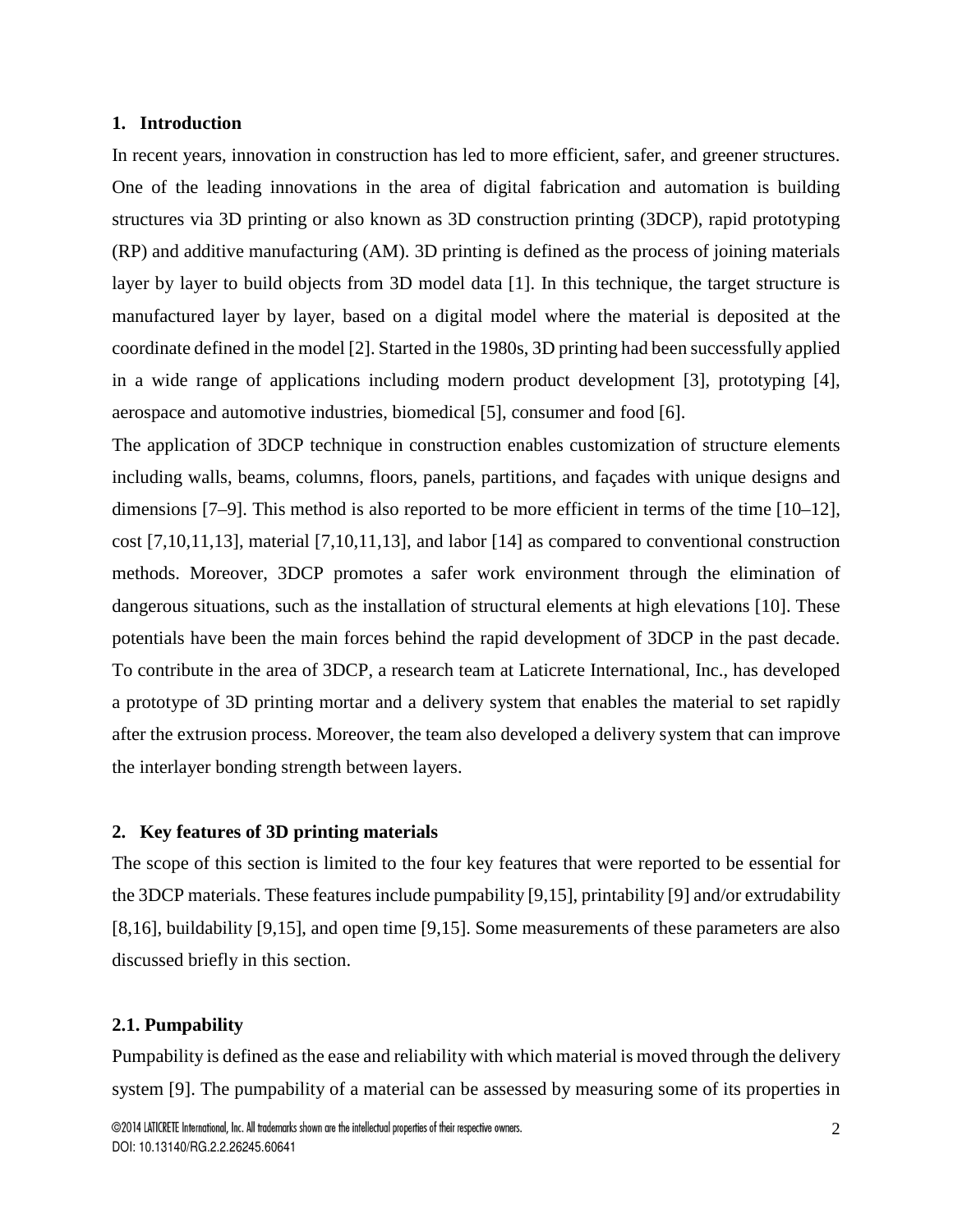## 1. Introduction

In recent years, innovation in construction has led to more efficient, safer, and greener structures. One of the leading innovations in the area of digital fabrication and automation is building structures via 3D printing or also known as 3D construction printing (3DCP), rapid prototyping (RP) and additive manufacturing (AM). 3D printing is defined as the process of joining materials layer by layer to build objects from 3D model data [1]. In this technique, the target structure is manufactured layer by layer, based on a digital model where the material is deposited at the coordinate defined in the model [2]. Started in the 1980s, 3D printing had been successfully applied in a wide range of applications including modern product development [3], prototyping [4], aerospace and automotive industries, biomedical [5], consumer and food [6].

The application of 3DCP technique in construction enables customization of structure elements including walls, beams, columns, floors, panels, partitions, and façades with unique designs and dimensions [7–9]. This method is also reported to be more efficient in terms of the time [10–12], cost [7,10,11,13], material [7,10,11,13], and labor [14] as compared to conventional construction methods. Moreover, 3DCP promotes a safer work environment through the elimination of dangerous situations, such as the installation of structural elements at high elevations [10]. These potentials have been the main forces behind the rapid development of 3DCP in the past decade. To contribute in the area of 3DCP, a research team at Laticrete International, Inc., has developed a prototype of 3D printing mortar and a delivery system that enables the material to set rapidly after the extrusion process. Moreover, the team also developed a delivery system that can improve the interlayer bonding strength between layers.

## 2. Key features of 3D printing materials

The scope of this section is limited to the four key features that were reported to be essential for the 3DCP materials. These features include pumpability [9,15], printability [9] and/or extrudability [8,16], buildability [9,15], and open time [9,15]. Some measurements of these parameters are also discussed briefly in this section.

### 2.1. Pumpability

Pumpability is defined as the ease and reliability with which material is moved through the delivery system [9]. The pumpability of a material can be assessed by measuring some of its properties in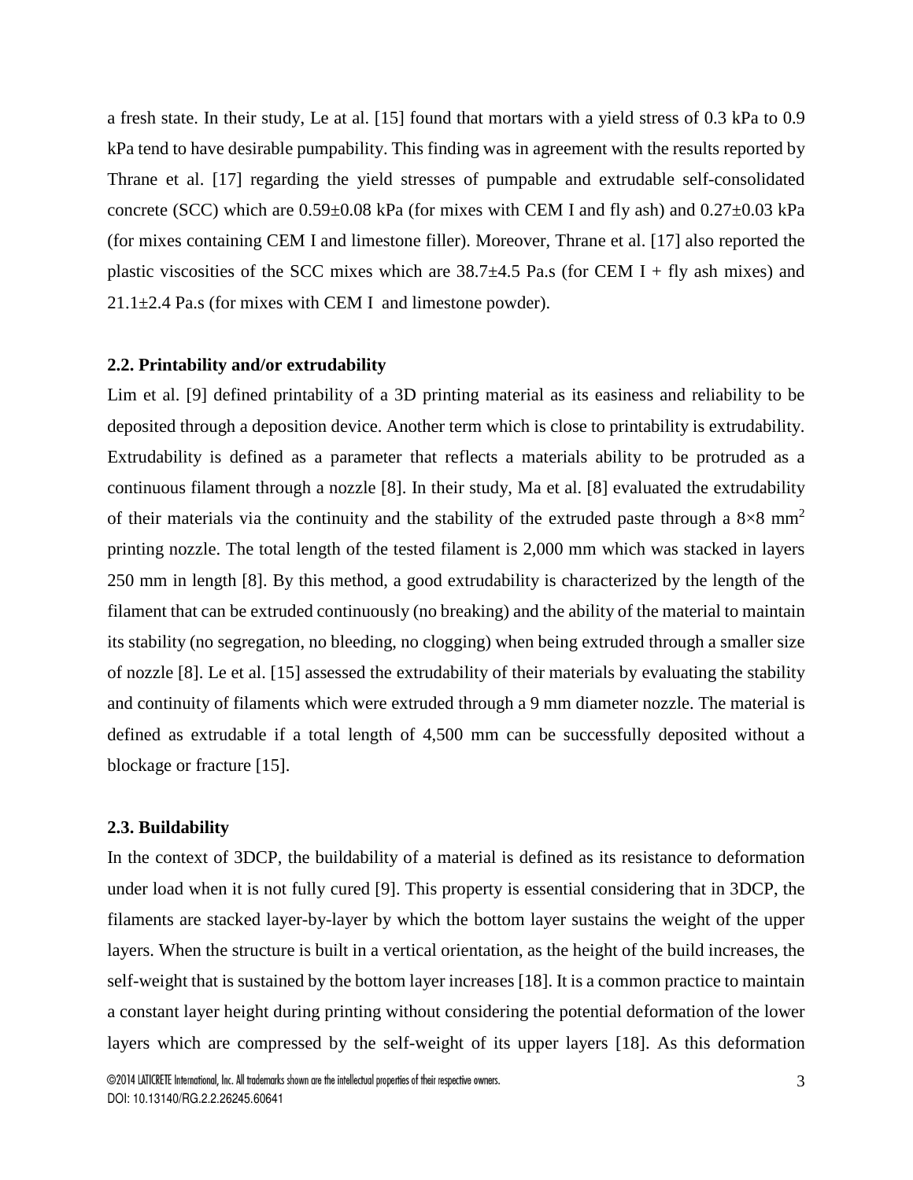a fresh state. In their study, Le at al. [15] found that mortars with a yield stress of 0.3 kPa to 0.9 kPa tend to have desirable pumpability. This finding was in agreement with the results reported by Thrane et al. [17] regarding the yield stresses of pumpable and extrudable self-consolidated concrete (SCC) which are 0.59±0.08 kPa (for mixes with CEM I and fly ash) and 0.27±0.03 kPa (for mixes containing CEM I and limestone filler). Moreover, Thrane et al. [17] also reported the plastic viscosities of the SCC mixes which are 38.7±4.5 Pa.s (for CEM I + fly ash mixes) and 21.1±2.4 Pa.s (for mixes with CEM I and limestone powder).

### 2.2. Printability and/or extrudability

Lim et al. [9] defined printability of a 3D printing material as its easiness and reliability to be deposited through a deposition device. Another term which is close to printability is extrudability. Extrudability is defined as a parameter that reflects a materials ability to be protruded as a continuous filament through a nozzle [8]. In their study, Ma et al. [8] evaluated the extrudability of their materials via the continuity and the stability of the extruded paste through a $8 \times 8$ mm$^2$ printing nozzle. The total length of the tested filament is 2,000 mm which was stacked in layers 250 mm in length [8]. By this method, a good extrudability is characterized by the length of the filament that can be extruded continuously (no breaking) and the ability of the material to maintain its stability (no segregation, no bleeding, no clogging) when being extruded through a smaller size of nozzle [8]. Le et al. [15] assessed the extrudability of their materials by evaluating the stability and continuity of filaments which were extruded through a 9 mm diameter nozzle. The material is defined as extrudable if a total length of 4,500 mm can be successfully deposited without a blockage or fracture [15].

### 2.3. Buildability

In the context of 3DCP, the buildability of a material is defined as its resistance to deformation under load when it is not fully cured [9]. This property is essential considering that in 3DCP, the filaments are stacked layer-by-layer by which the bottom layer sustains the weight of the upper layers. When the structure is built in a vertical orientation, as the height of the build increases, the self-weight that is sustained by the bottom layer increases [18]. It is a common practice to maintain a constant layer height during printing without considering the potential deformation of the lower layers which are compressed by the self-weight of its upper layers [18]. As this deformation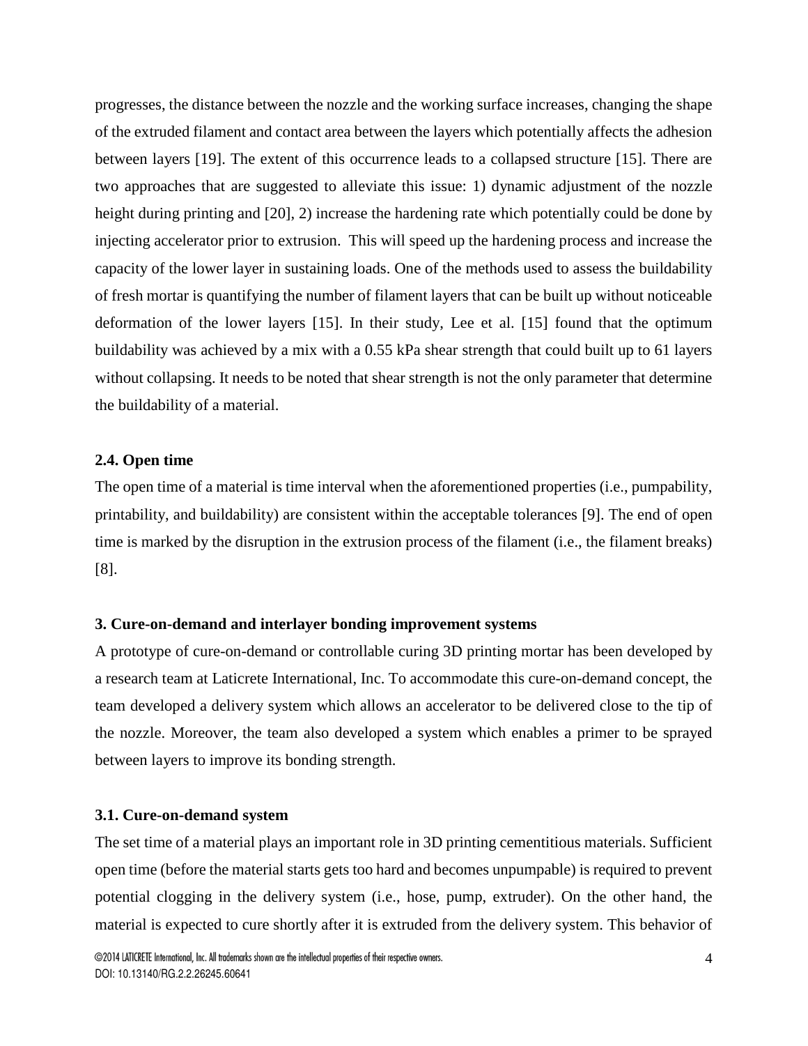progresses, the distance between the nozzle and the working surface increases, changing the shape of the extruded filament and contact area between the layers which potentially affects the adhesion between layers [19]. The extent of this occurrence leads to a collapsed structure [15]. There are two approaches that are suggested to alleviate this issue: 1) dynamic adjustment of the nozzle height during printing and [20], 2) increase the hardening rate which potentially could be done by injecting accelerator prior to extrusion. This will speed up the hardening process and increase the capacity of the lower layer in sustaining loads. One of the methods used to assess the buildability of fresh mortar is quantifying the number of filament layers that can be built up without noticeable deformation of the lower layers [15]. In their study, Lee et al. [15] found that the optimum buildability was achieved by a mix with a 0.55 kPa shear strength that could built up to 61 layers without collapsing. It needs to be noted that shear strength is not the only parameter that determine the buildability of a material.

### 2.4. Open time

The open time of a material is time interval when the aforementioned properties (i.e., pumpability, printability, and buildability) are consistent within the acceptable tolerances [9]. The end of open time is marked by the disruption in the extrusion process of the filament (i.e., the filament breaks) [8].

## 3. Cure-on-demand and interlayer bonding improvement systems

A prototype of cure-on-demand or controllable curing 3D printing mortar has been developed by a research team at Laticrete International, Inc. To accommodate this cure-on-demand concept, the team developed a delivery system which allows an accelerator to be delivered close to the tip of the nozzle. Moreover, the team also developed a system which enables a primer to be sprayed between layers to improve its bonding strength.

### 3.1. Cure-on-demand system

The set time of a material plays an important role in 3D printing cementitious materials. Sufficient open time (before the material starts gets too hard and becomes unpumpable) is required to prevent potential clogging in the delivery system (i.e., hose, pump, extruder). On the other hand, the material is expected to cure shortly after it is extruded from the delivery system. This behavior of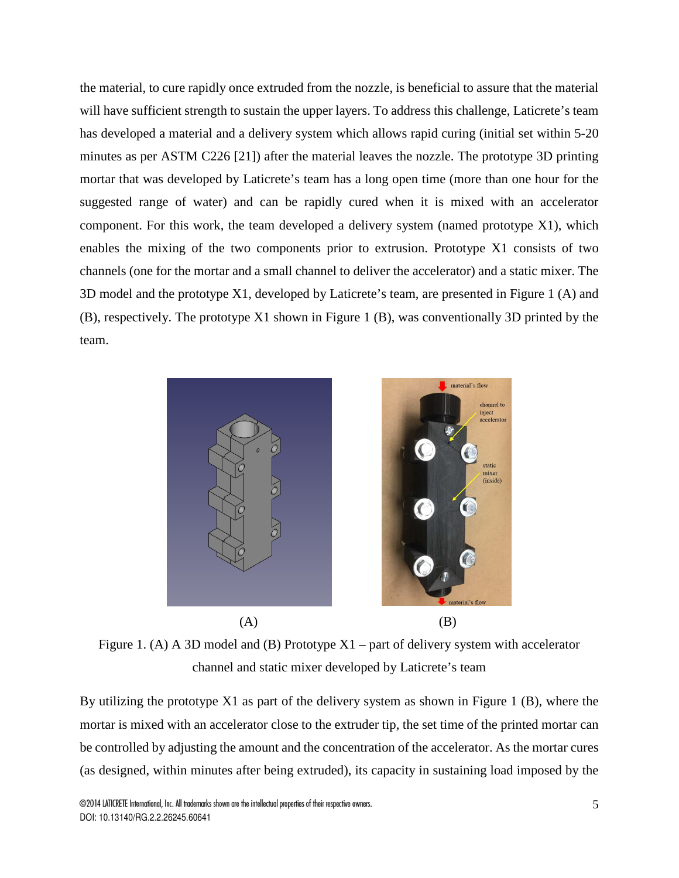the material, to cure rapidly once extruded from the nozzle, is beneficial to assure that the material will have sufficient strength to sustain the upper layers. To address this challenge, Laticrete's team has developed a material and a delivery system which allows rapid curing (initial set within 5-20 minutes as per ASTM C226 [21]) after the material leaves the nozzle. The prototype 3D printing mortar that was developed by Laticrete's team has a long open time (more than one hour for the suggested range of water) and can be rapidly cured when it is mixed with an accelerator component. For this work, the team developed a delivery system (named prototype X1), which enables the mixing of the two components prior to extrusion. Prototype X1 consists of two channels (one for the mortar and a small channel to deliver the accelerator) and a static mixer. The 3D model and the prototype X1, developed by Laticrete's team, are presented in Figure 1 (A) and (B), respectively. The prototype X1 shown in Figure 1 (B), was conventionally 3D printed by the team.

(A) (B)

Figure 1. (A) A 3D model and (B) Prototype X1 – part of delivery system with accelerator channel and static mixer developed by Laticrete's team

By utilizing the prototype X1 as part of the delivery system as shown in Figure 1 (B), where the mortar is mixed with an accelerator close to the extruder tip, the set time of the printed mortar can be controlled by adjusting the amount and the concentration of the accelerator. As the mortar cures (as designed, within minutes after being extruded), its capacity in sustaining load imposed by the

©2014 LATICRETE International, Inc. All trademarks shown are the intellectual properties of their respective owners.
DOI: 10.13140/RG.2.2.26245.60641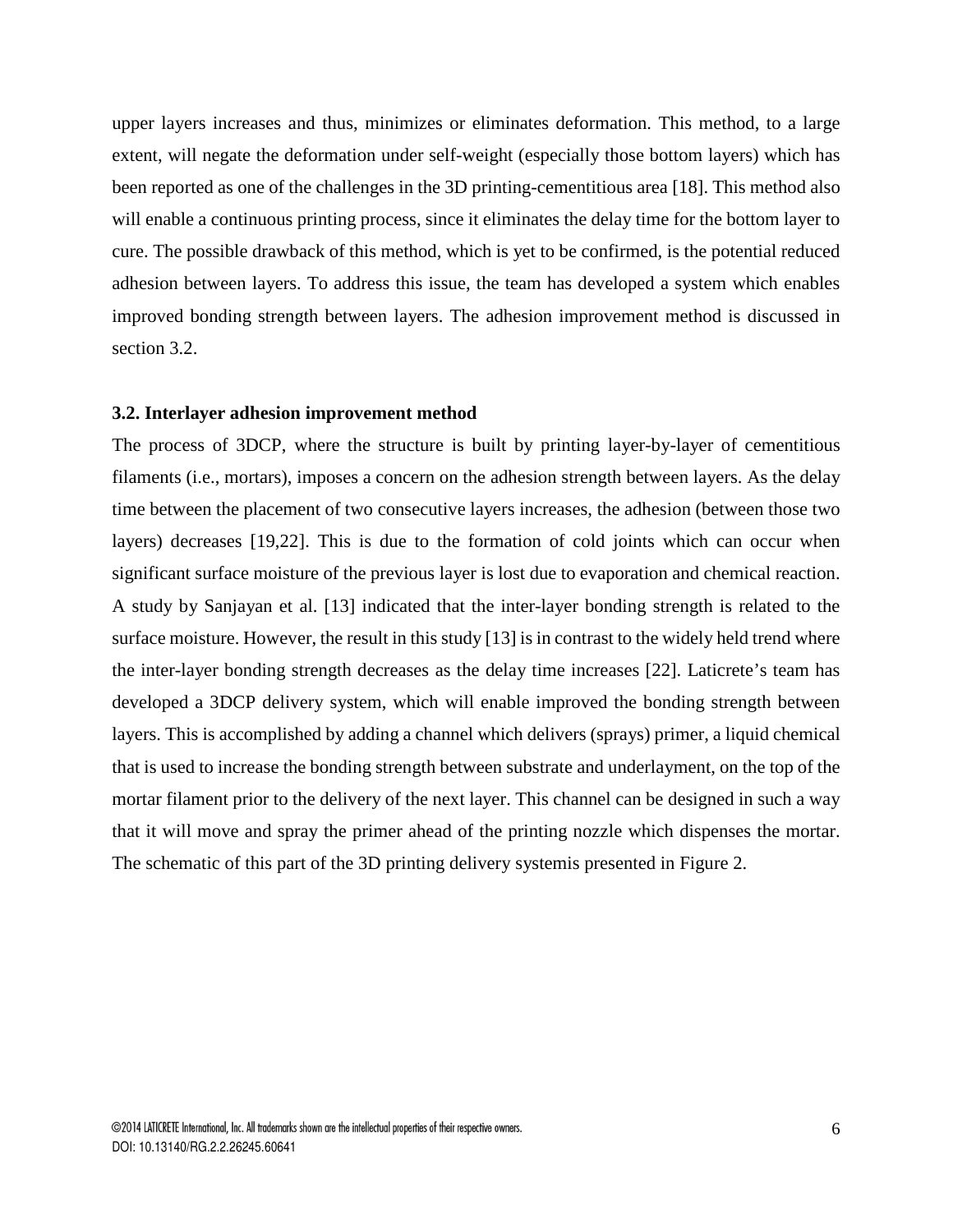upper layers increases and thus, minimizes or eliminates deformation. This method, to a large extent, will negate the deformation under self-weight (especially those bottom layers) which has been reported as one of the challenges in the 3D printing-cementitious area [18]. This method also will enable a continuous printing process, since it eliminates the delay time for the bottom layer to cure. The possible drawback of this method, which is yet to be confirmed, is the potential reduced adhesion between layers. To address this issue, the team has developed a system which enables improved bonding strength between layers. The adhesion improvement method is discussed in section 3.2.

### 3.2. Interlayer adhesion improvement method

The process of 3DCP, where the structure is built by printing layer-by-layer of cementitious filaments (i.e., mortars), imposes a concern on the adhesion strength between layers. As the delay time between the placement of two consecutive layers increases, the adhesion (between those two layers) decreases [19,22]. This is due to the formation of cold joints which can occur when significant surface moisture of the previous layer is lost due to evaporation and chemical reaction. A study by Sanjayan et al. [13] indicated that the inter-layer bonding strength is related to the surface moisture. However, the result in this study [13] is in contrast to the widely held trend where the inter-layer bonding strength decreases as the delay time increases [22]. Laticrete's team has developed a 3DCP delivery system, which will enable improved the bonding strength between layers. This is accomplished by adding a channel which delivers (sprays) primer, a liquid chemical that is used to increase the bonding strength between substrate and underlayment, on the top of the mortar filament prior to the delivery of the next layer. This channel can be designed in such a way that it will move and spray the primer ahead of the printing nozzle which dispenses the mortar. The schematic of this part of the 3D printing delivery systemis presented in Figure 2.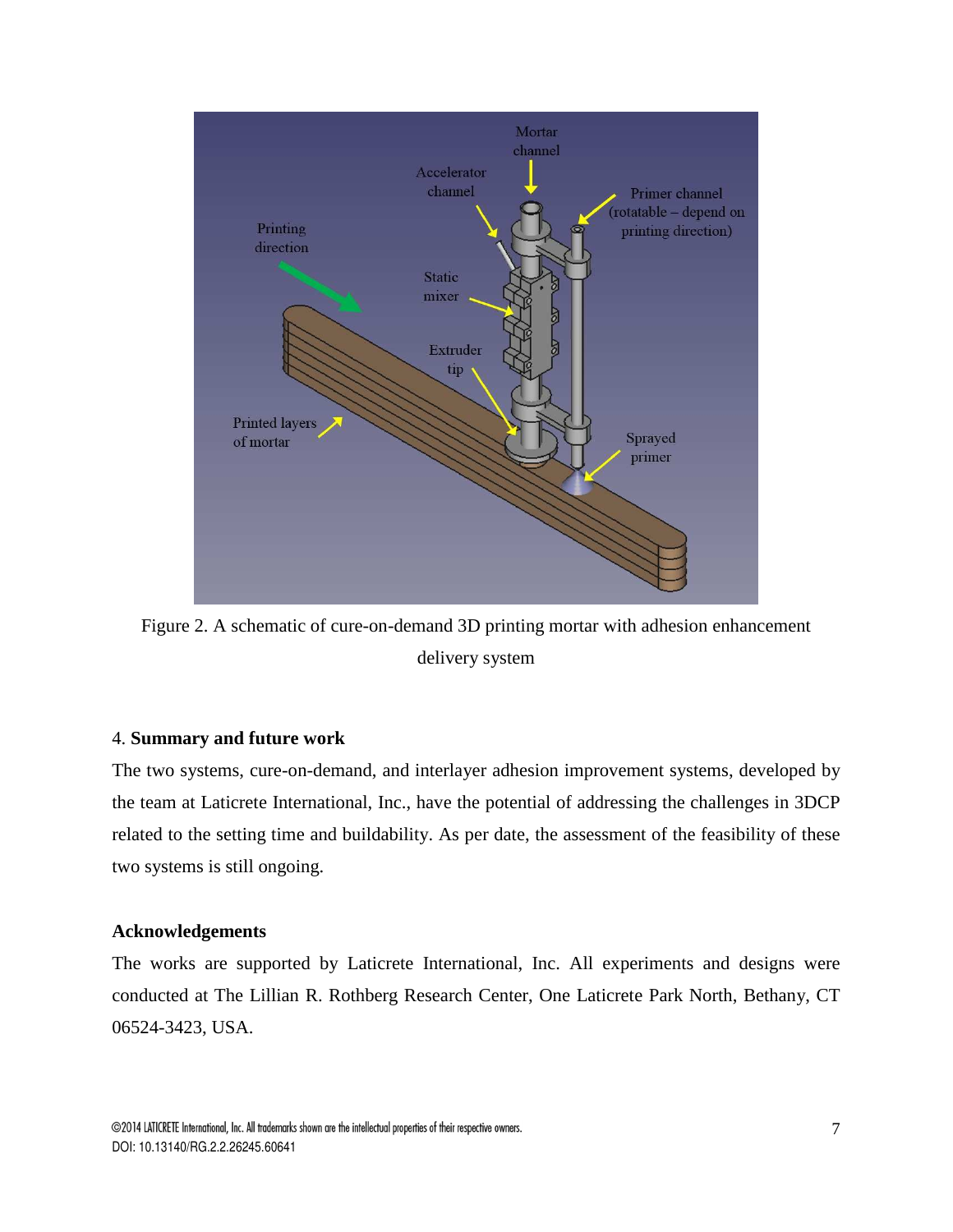Figure 2. A schematic of cure-on-demand 3D printing mortar with adhesion enhancement delivery system

## 4. Summary and future work

The two systems, cure-on-demand, and interlayer adhesion improvement systems, developed by the team at Laticrete International, Inc., have the potential of addressing the challenges in 3DCP related to the setting time and buildability. As per date, the assessment of the feasibility of these two systems is still ongoing.

## Acknowledgements

The works are supported by Laticrete International, Inc. All experiments and designs were conducted at The Lillian R. Rothberg Research Center, One Laticrete Park North, Bethany, CT 06524-3423, USA.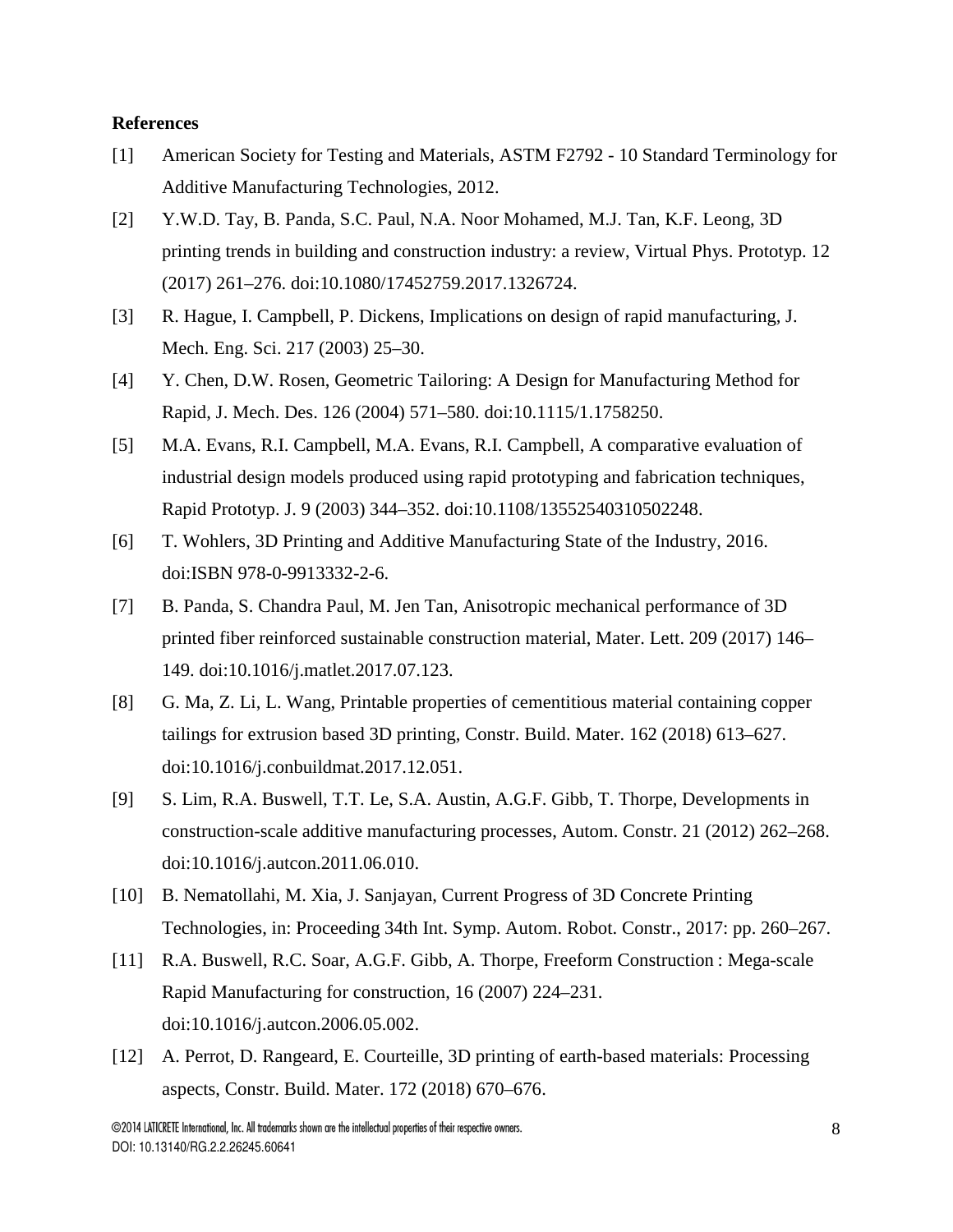**References**

[1] American Society for Testing and Materials, ASTM F2792 - 10 Standard Terminology for Additive Manufacturing Technologies, 2012.

[2] Y.W.D. Tay, B. Panda, S.C. Paul, N.A. Noor Mohamed, M.J. Tan, K.F. Leong, 3D printing trends in building and construction industry: a review, Virtual Phys. Prototyp. 12 (2017) 261–276. doi:10.1080/17452759.2017.1326724.

[3] R. Hague, I. Campbell, P. Dickens, Implications on design of rapid manufacturing, J. Mech. Eng. Sci. 217 (2003) 25–30.

[4] Y. Chen, D.W. Rosen, Geometric Tailoring: A Design for Manufacturing Method for Rapid, J. Mech. Des. 126 (2004) 571–580. doi:10.1115/1.1758250.

[5] M.A. Evans, R.I. Campbell, M.A. Evans, R.I. Campbell, A comparative evaluation of industrial design models produced using rapid prototyping and fabrication techniques, Rapid Prototyp. J. 9 (2003) 344–352. doi:10.1108/13552540310502248.

[6] T. Wohlers, 3D Printing and Additive Manufacturing State of the Industry, 2016. doi:ISBN 978-0-9913332-2-6.

[7] B. Panda, S. Chandra Paul, M. Jen Tan, Anisotropic mechanical performance of 3D printed fiber reinforced sustainable construction material, Mater. Lett. 209 (2017) 146–149. doi:10.1016/j.matlet.2017.07.123.

[8] G. Ma, Z. Li, L. Wang, Printable properties of cementitious material containing copper tailings for extrusion based 3D printing, Constr. Build. Mater. 162 (2018) 613–627. doi:10.1016/j.conbuildmat.2017.12.051.

[9] S. Lim, R.A. Buswell, T.T. Le, S.A. Austin, A.G.F. Gibb, T. Thorpe, Developments in construction-scale additive manufacturing processes, Autom. Constr. 21 (2012) 262–268. doi:10.1016/j.autcon.2011.06.010.

[10] B. Nematollahi, M. Xia, J. Sanjayan, Current Progress of 3D Concrete Printing Technologies, in: Proceeding 34th Int. Symp. Autom. Robot. Constr., 2017: pp. 260–267.

[11] R.A. Buswell, R.C. Soar, A.G.F. Gibb, A. Thorpe, Freeform Construction : Mega-scale Rapid Manufacturing for construction, 16 (2007) 224–231. doi:10.1016/j.autcon.2006.05.002.

[12] A. Perrot, D. Rangeard, E. Courteille, 3D printing of earth-based materials: Processing aspects, Constr. Build. Mater. 172 (2018) 670–676.

©2014 LATICRETE International, Inc. All trademarks shown are the intellectual properties of their respective owners.
DOI: 10.13140/RG.2.2.26245.60641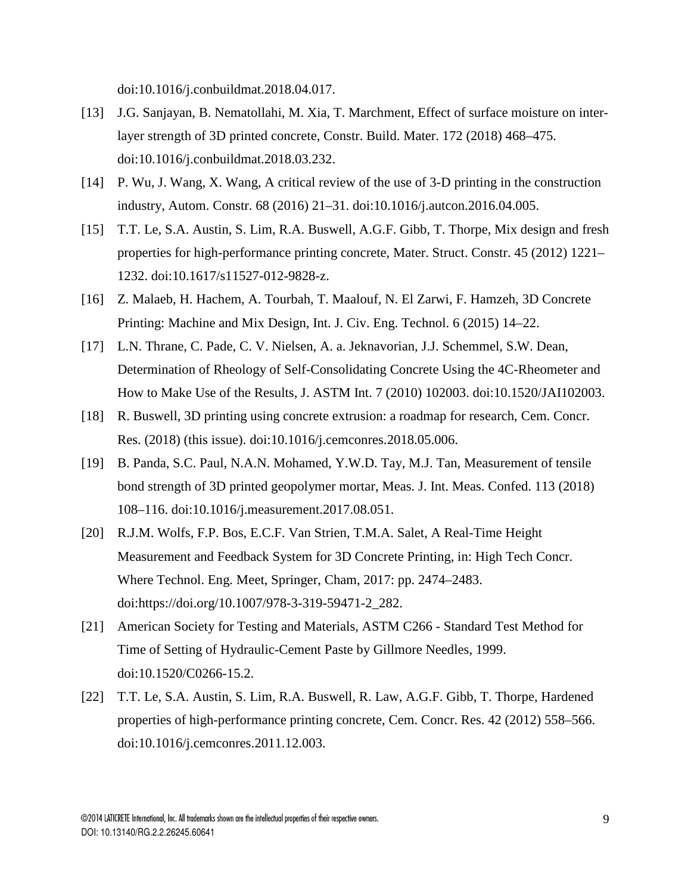doi:10.1016/j.conbuildmat.2018.04.017.

[13] J.G. Sanjayan, B. Nematollahi, M. Xia, T. Marchment, Effect of surface moisture on inter-layer strength of 3D printed concrete, Constr. Build. Mater. 172 (2018) 468–475. doi:10.1016/j.conbuildmat.2018.03.232.

[14] P. Wu, J. Wang, X. Wang, A critical review of the use of 3-D printing in the construction industry, Autom. Constr. 68 (2016) 21–31. doi:10.1016/j.autcon.2016.04.005.

[15] T.T. Le, S.A. Austin, S. Lim, R.A. Buswell, A.G.F. Gibb, T. Thorpe, Mix design and fresh properties for high-performance printing concrete, Mater. Struct. Constr. 45 (2012) 1221–1232. doi:10.1617/s11527-012-9828-z.

[16] Z. Malaeb, H. Hachem, A. Tourbah, T. Maalouf, N. El Zarwi, F. Hamzeh, 3D Concrete Printing: Machine and Mix Design, Int. J. Civ. Eng. Technol. 6 (2015) 14–22.

[17] L.N. Thrane, C. Pade, C. V. Nielsen, A. a. Jeknavorian, J.J. Schemmel, S.W. Dean, Determination of Rheology of Self-Consolidating Concrete Using the 4C-Rheometer and How to Make Use of the Results, J. ASTM Int. 7 (2010) 102003. doi:10.1520/JAI102003.

[18] R. Buswell, 3D printing using concrete extrusion: a roadmap for research, Cem. Concr. Res. (2018) (this issue). doi:10.1016/j.cemconres.2018.05.006.

[19] B. Panda, S.C. Paul, N.A.N. Mohamed, Y.W.D. Tay, M.J. Tan, Measurement of tensile bond strength of 3D printed geopolymer mortar, Meas. J. Int. Meas. Confed. 113 (2018) 108–116. doi:10.1016/j.measurement.2017.08.051.

[20] R.J.M. Wolfs, F.P. Bos, E.C.F. Van Strien, T.M.A. Salet, A Real-Time Height Measurement and Feedback System for 3D Concrete Printing, in: High Tech Concr. Where Technol. Eng. Meet, Springer, Cham, 2017: pp. 2474–2483. doi:https://doi.org/10.1007/978-3-319-59471-2_282.

[21] American Society for Testing and Materials, ASTM C266 - Standard Test Method for Time of Setting of Hydraulic-Cement Paste by Gillmore Needles, 1999. doi:10.1520/C0266-15.2.

[22] T.T. Le, S.A. Austin, S. Lim, R.A. Buswell, R. Law, A.G.F. Gibb, T. Thorpe, Hardened properties of high-performance printing concrete, Cem. Concr. Res. 42 (2012) 558–566. doi:10.1016/j.cemconres.2011.12.003.

©2014 LATICRETE International, Inc. All trademarks shown are the intellectual properties of their respective owners.
DOI: 10.13140/RG.2.2.26245.60641